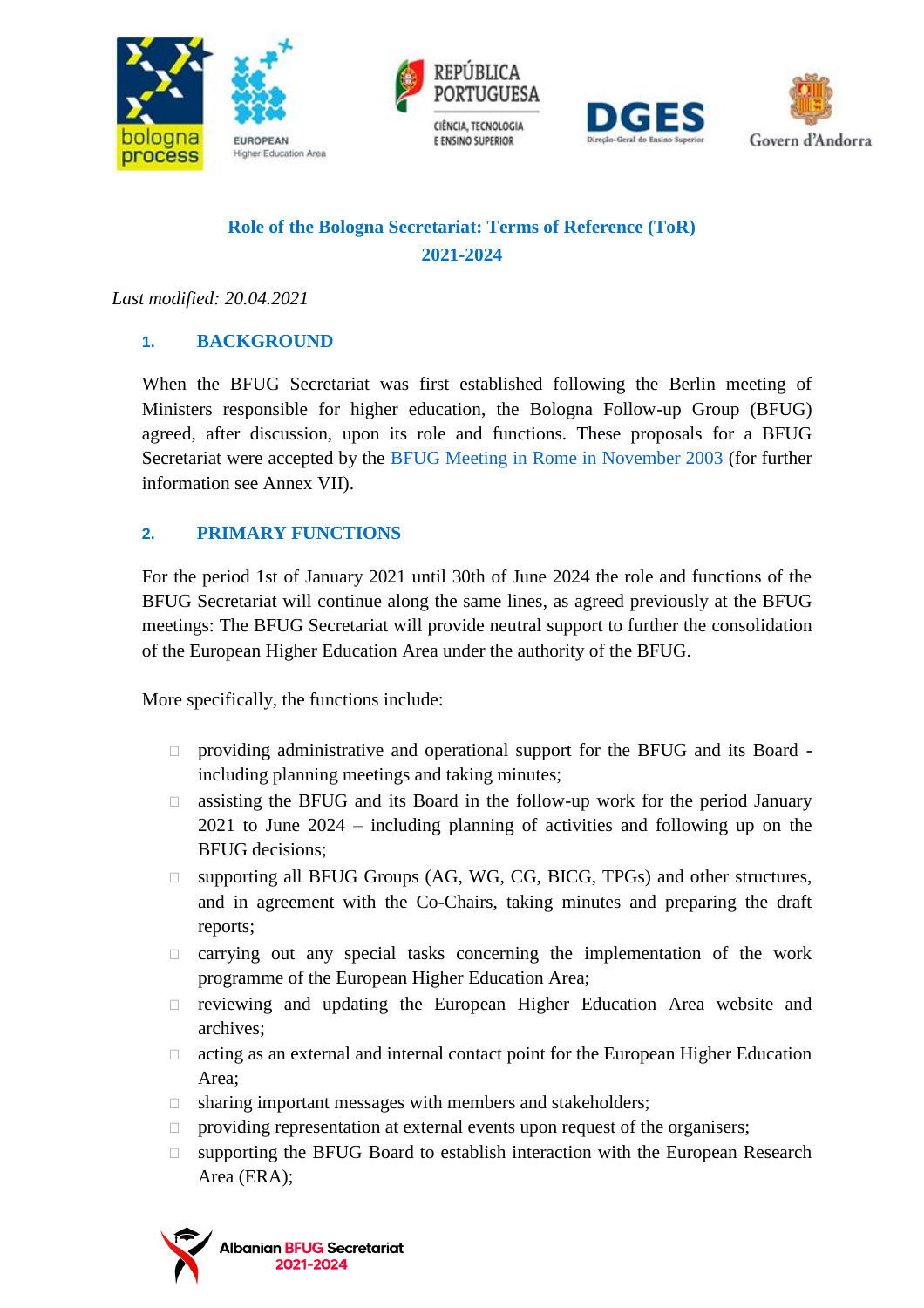# Role of the Bologna Secretariat: Terms of Reference (ToR) 2021-2024

*Last modified: 20.04.2021*

## 1. BACKGROUND

When the BFUG Secretariat was first established following the Berlin meeting of Ministers responsible for higher education, the Bologna Follow-up Group (BFUG) agreed, after discussion, upon its role and functions. These proposals for a BFUG Secretariat were accepted by the BFUG Meeting in Rome in November 2003 (for further information see Annex VII).

## 2. PRIMARY FUNCTIONS

For the period 1st of January 2021 until 30th of June 2024 the role and functions of the BFUG Secretariat will continue along the same lines, as agreed previously at the BFUG meetings: The BFUG Secretariat will provide neutral support to further the consolidation of the European Higher Education Area under the authority of the BFUG.

More specifically, the functions include:

- providing administrative and operational support for the BFUG and its Board - including planning meetings and taking minutes;
- assisting the BFUG and its Board in the follow-up work for the period January 2021 to June 2024 – including planning of activities and following up on the BFUG decisions;
- supporting all BFUG Groups (AG, WG, CG, BICG, TPGs) and other structures, and in agreement with the Co-Chairs, taking minutes and preparing the draft reports;
- carrying out any special tasks concerning the implementation of the work programme of the European Higher Education Area;
- reviewing and updating the European Higher Education Area website and archives;
- acting as an external and internal contact point for the European Higher Education Area;
- sharing important messages with members and stakeholders;
- providing representation at external events upon request of the organisers;
- supporting the BFUG Board to establish interaction with the European Research Area (ERA);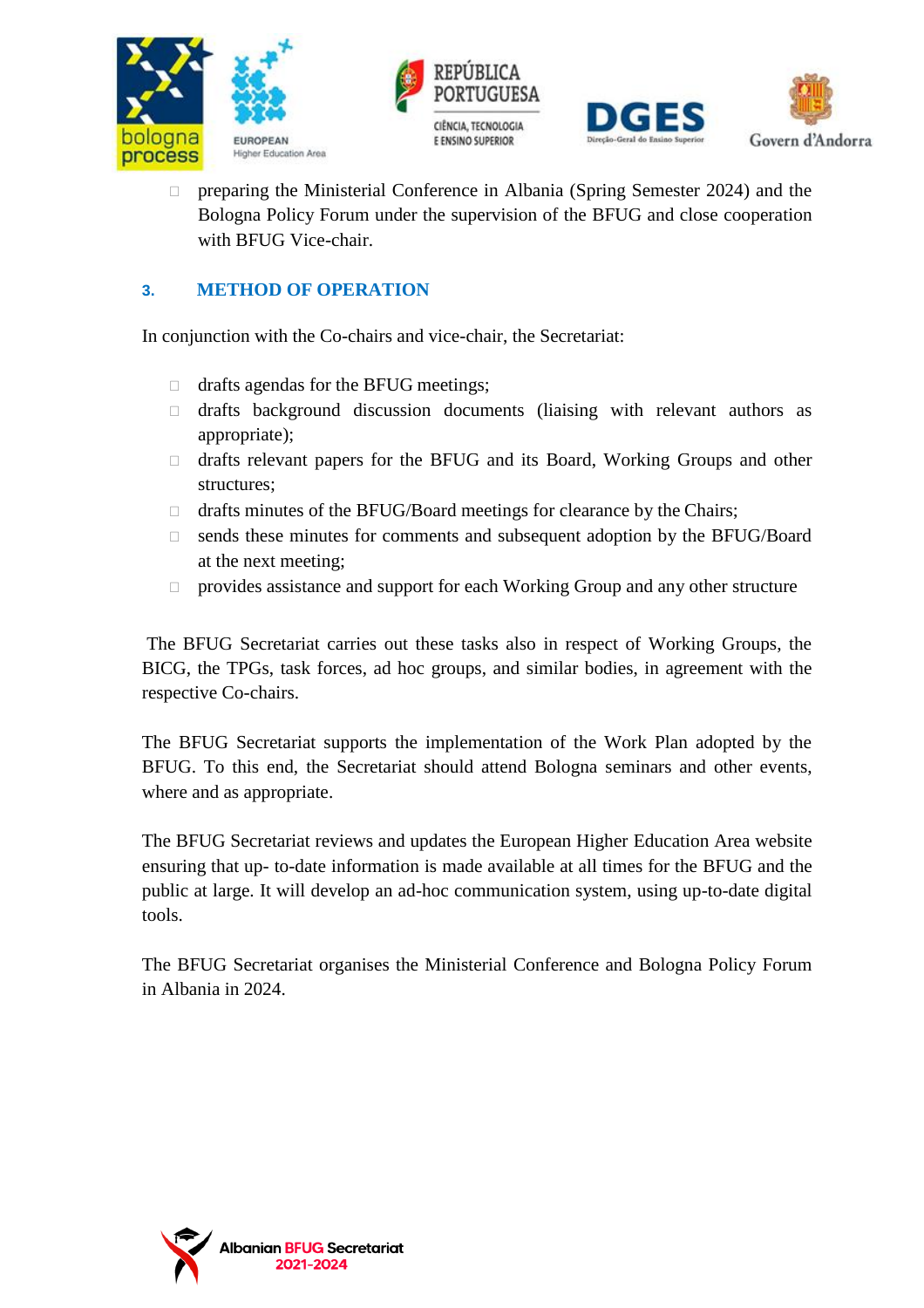- preparing the Ministerial Conference in Albania (Spring Semester 2024) and the Bologna Policy Forum under the supervision of the BFUG and close cooperation with BFUG Vice-chair.

## 3. METHOD OF OPERATION

In conjunction with the Co-chairs and vice-chair, the Secretariat:

- drafts agendas for the BFUG meetings;
- drafts background discussion documents (liaising with relevant authors as appropriate);
- drafts relevant papers for the BFUG and its Board, Working Groups and other structures;
- drafts minutes of the BFUG/Board meetings for clearance by the Chairs;
- sends these minutes for comments and subsequent adoption by the BFUG/Board at the next meeting;
- provides assistance and support for each Working Group and any other structure

The BFUG Secretariat carries out these tasks also in respect of Working Groups, the BICG, the TPGs, task forces, ad hoc groups, and similar bodies, in agreement with the respective Co-chairs.

The BFUG Secretariat supports the implementation of the Work Plan adopted by the BFUG. To this end, the Secretariat should attend Bologna seminars and other events, where and as appropriate.

The BFUG Secretariat reviews and updates the European Higher Education Area website ensuring that up- to-date information is made available at all times for the BFUG and the public at large. It will develop an ad-hoc communication system, using up-to-date digital tools.

The BFUG Secretariat organises the Ministerial Conference and Bologna Policy Forum in Albania in 2024.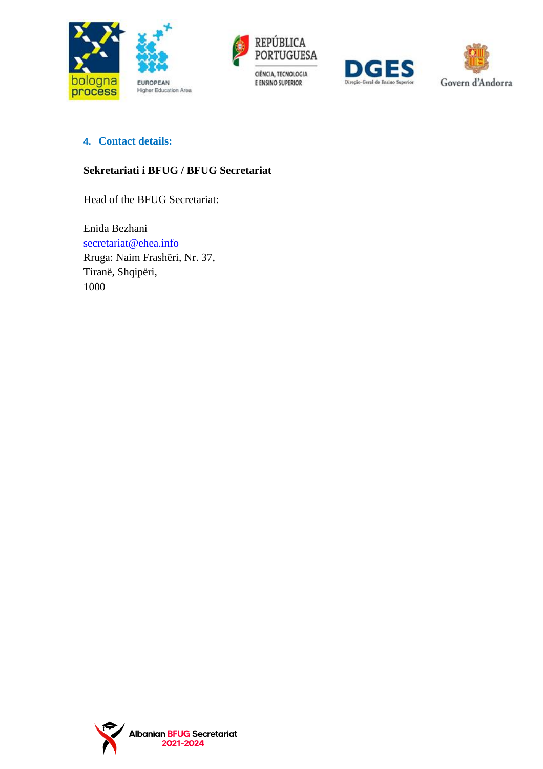## 4. Contact details:

**Sekretariati i BFUG / BFUG Secretariat**

Head of the BFUG Secretariat:

Enida Bezhani
secretariat@ehea.info
Rruga: Naim Frashëri, Nr. 37,
Tiranë, Shqipëri,
1000